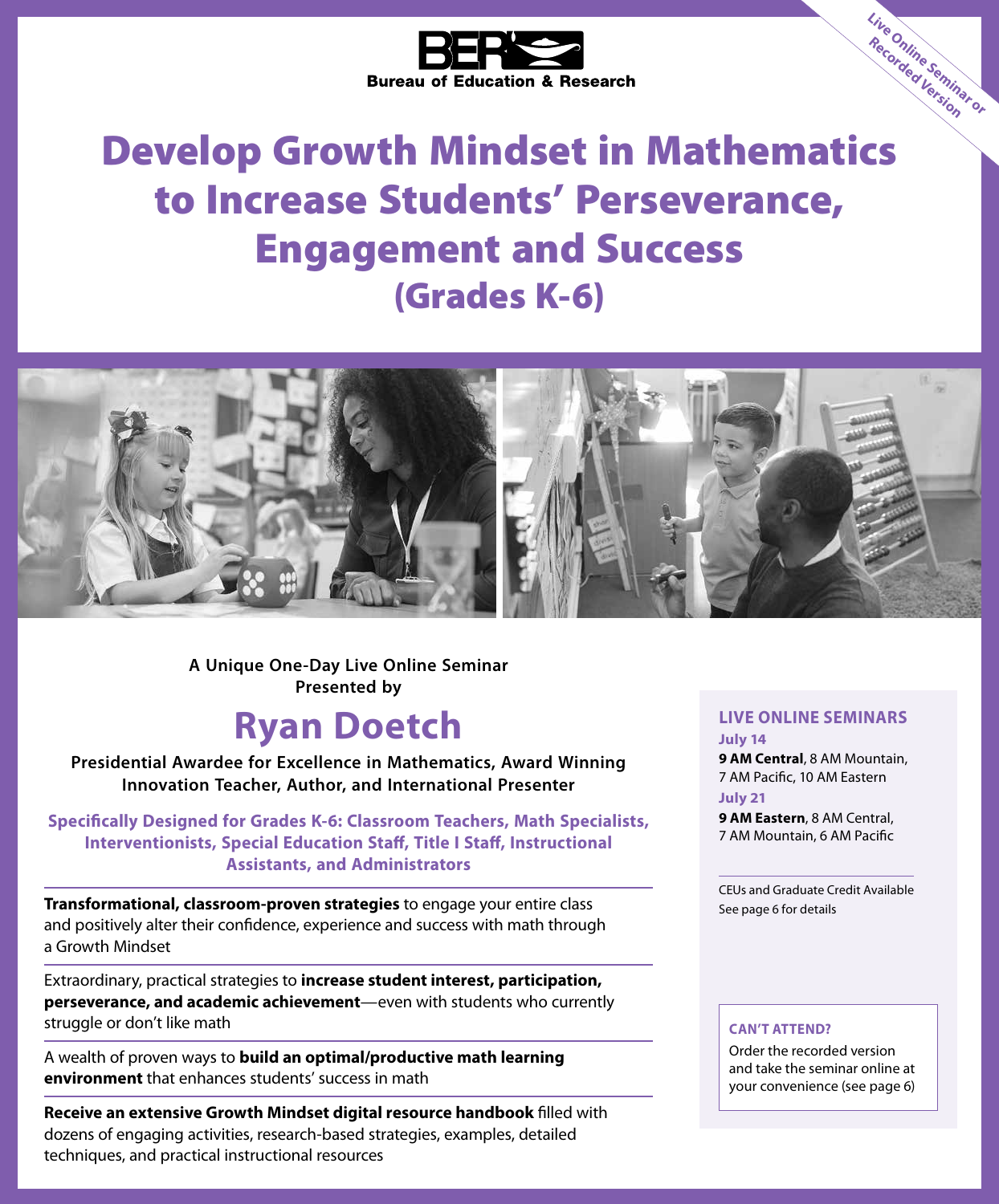Live Online Seminar or Recorded Version

BER
Bureau of Education & Research

# Develop Growth Mindset in Mathematics to Increase Students' Perseverance, Engagement and Success (Grades K-6)

**A Unique One-Day Live Online Seminar Presented by**

## Ryan Doetch

**Presidential Awardee for Excellence in Mathematics, Award Winning Innovation Teacher, Author, and International Presenter**

**Specifically Designed for Grades K-6: Classroom Teachers, Math Specialists, Interventionists, Special Education Staff, Title I Staff, Instructional Assistants, and Administrators**

**Transformational, classroom-proven strategies** to engage your entire class and positively alter their confidence, experience and success with math through a Growth Mindset

Extraordinary, practical strategies to **increase student interest, participation, perseverance, and academic achievement**—even with students who currently struggle or don't like math

A wealth of proven ways to **build an optimal/productive math learning environment** that enhances students' success in math

**Receive an extensive Growth Mindset digital resource handbook** filled with dozens of engaging activities, research-based strategies, examples, detailed techniques, and practical instructional resources

### LIVE ONLINE SEMINARS

**July 14**
**9 AM Central**, 8 AM Mountain, 7 AM Pacific, 10 AM Eastern

**July 21**
**9 AM Eastern**, 8 AM Central, 7 AM Mountain, 6 AM Pacific

CEUs and Graduate Credit Available
See page 6 for details

**CAN'T ATTEND?**
Order the recorded version and take the seminar online at your convenience (see page 6)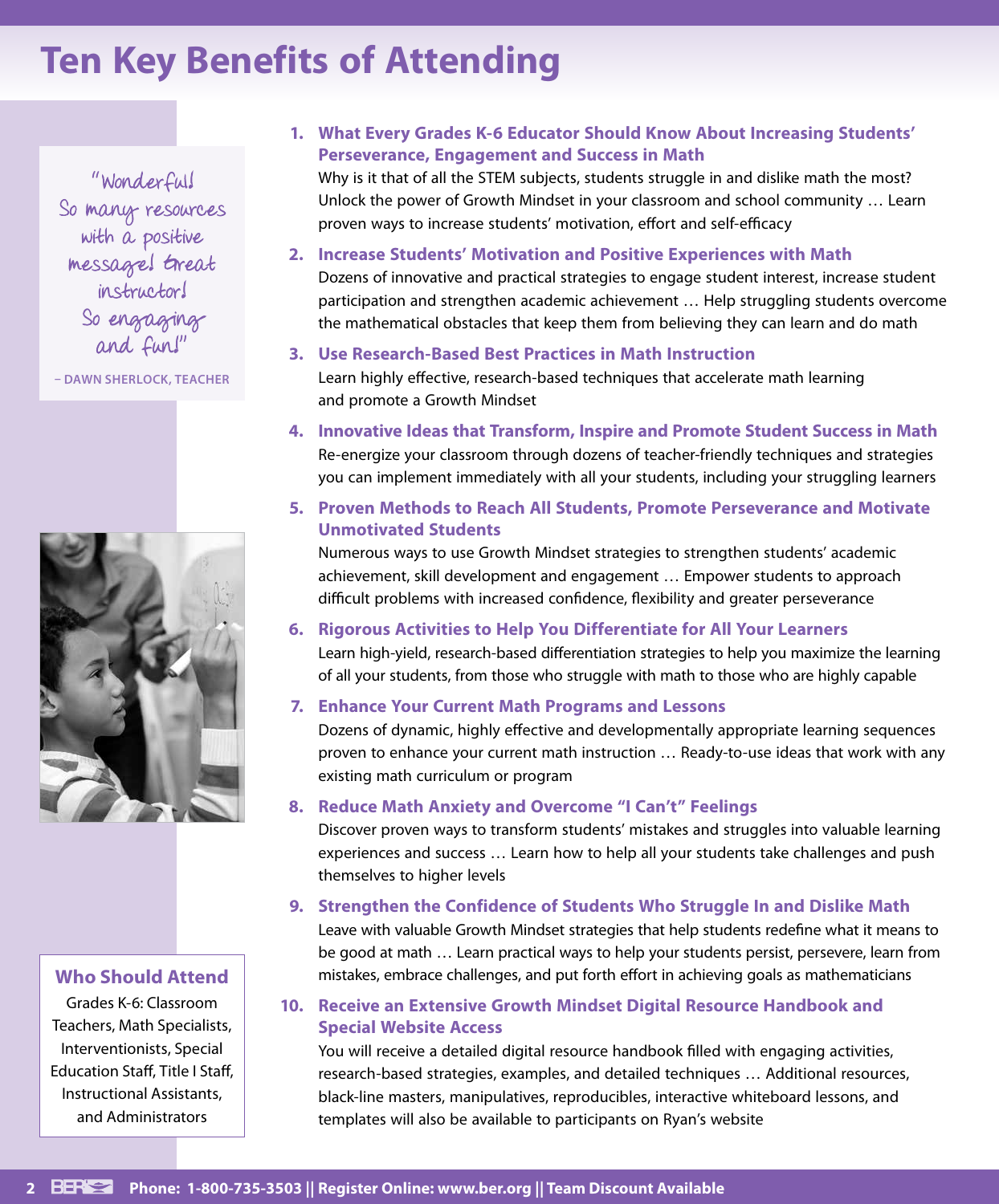# Ten Key Benefits of Attending

"Wonderful! So many resources with a positive message! Great instructor! So engaging and fun!"

– DAWN SHERLOCK, TEACHER

1. **What Every Grades K-6 Educator Should Know About Increasing Students' Perseverance, Engagement and Success in Math**
   Why is it that of all the STEM subjects, students struggle in and dislike math the most? Unlock the power of Growth Mindset in your classroom and school community … Learn proven ways to increase students' motivation, effort and self-efficacy

2. **Increase Students' Motivation and Positive Experiences with Math**
   Dozens of innovative and practical strategies to engage student interest, increase student participation and strengthen academic achievement … Help struggling students overcome the mathematical obstacles that keep them from believing they can learn and do math

3. **Use Research-Based Best Practices in Math Instruction**
   Learn highly effective, research-based techniques that accelerate math learning and promote a Growth Mindset

4. **Innovative Ideas that Transform, Inspire and Promote Student Success in Math**
   Re-energize your classroom through dozens of teacher-friendly techniques and strategies you can implement immediately with all your students, including your struggling learners

5. **Proven Methods to Reach All Students, Promote Perseverance and Motivate Unmotivated Students**
   Numerous ways to use Growth Mindset strategies to strengthen students' academic achievement, skill development and engagement … Empower students to approach difficult problems with increased confidence, flexibility and greater perseverance

6. **Rigorous Activities to Help You Differentiate for All Your Learners**
   Learn high-yield, research-based differentiation strategies to help you maximize the learning of all your students, from those who struggle with math to those who are highly capable

7. **Enhance Your Current Math Programs and Lessons**
   Dozens of dynamic, highly effective and developmentally appropriate learning sequences proven to enhance your current math instruction … Ready-to-use ideas that work with any existing math curriculum or program

8. **Reduce Math Anxiety and Overcome "I Can't" Feelings**
   Discover proven ways to transform students' mistakes and struggles into valuable learning experiences and success … Learn how to help all your students take challenges and push themselves to higher levels

9. **Strengthen the Confidence of Students Who Struggle In and Dislike Math**
   Leave with valuable Growth Mindset strategies that help students redefine what it means to be good at math … Learn practical ways to help your students persist, persevere, learn from mistakes, embrace challenges, and put forth effort in achieving goals as mathematicians

10. **Receive an Extensive Growth Mindset Digital Resource Handbook and Special Website Access**
    You will receive a detailed digital resource handbook filled with engaging activities, research-based strategies, examples, and detailed techniques … Additional resources, black-line masters, manipulatives, reproducibles, interactive whiteboard lessons, and templates will also be available to participants on Ryan's website

## Who Should Attend

Grades K-6: Classroom Teachers, Math Specialists, Interventionists, Special Education Staff, Title I Staff, Instructional Assistants, and Administrators

**Phone: 1-800-735-3503 || Register Online: www.ber.org || Team Discount Available**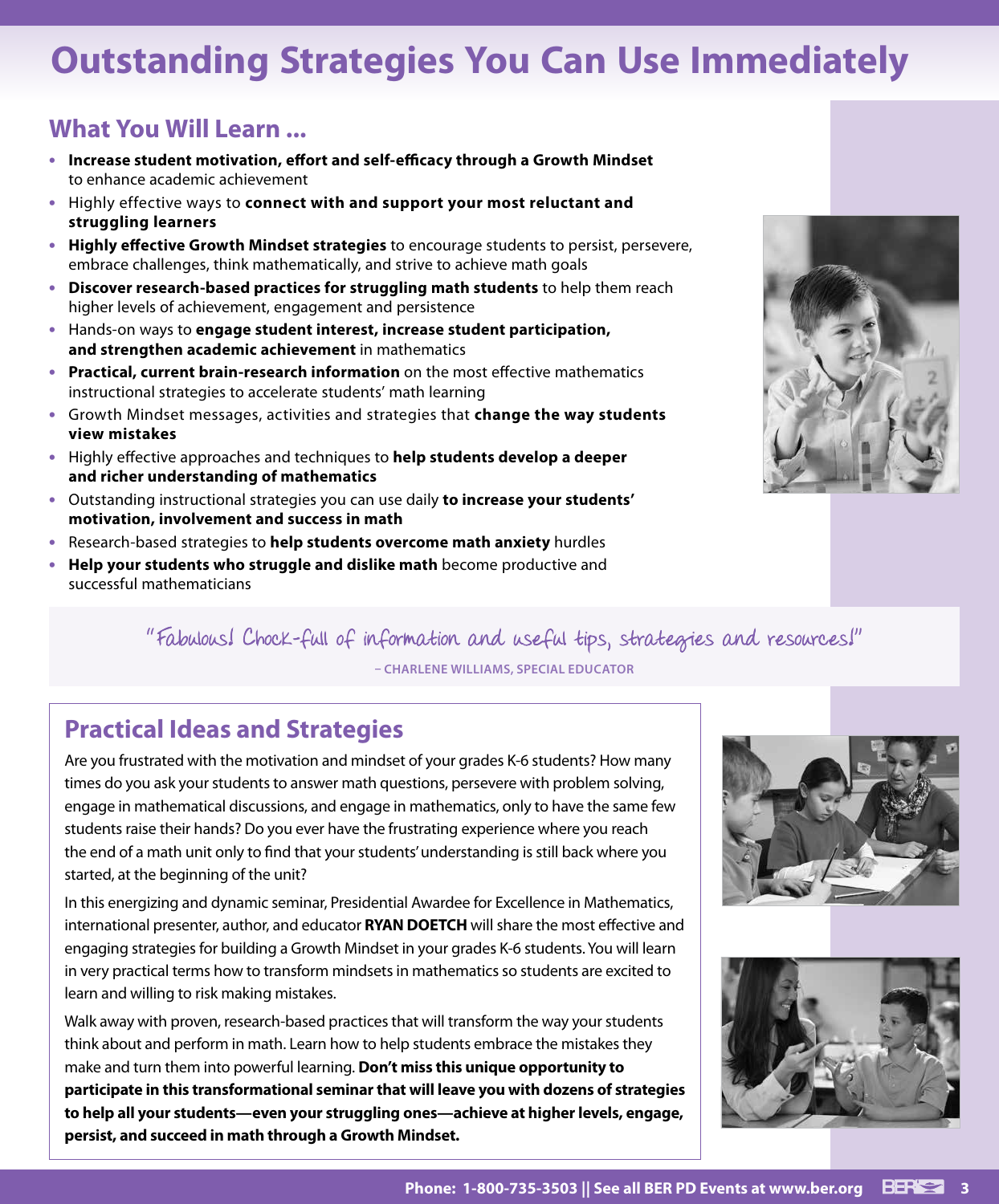# Outstanding Strategies You Can Use Immediately

## What You Will Learn ...

- **Increase student motivation, effort and self-efficacy through a Growth Mindset** to enhance academic achievement
- Highly effective ways to **connect with and support your most reluctant and struggling learners**
- **Highly effective Growth Mindset strategies** to encourage students to persist, persevere, embrace challenges, think mathematically, and strive to achieve math goals
- **Discover research-based practices for struggling math students** to help them reach higher levels of achievement, engagement and persistence
- Hands-on ways to **engage student interest, increase student participation, and strengthen academic achievement** in mathematics
- **Practical, current brain-research information** on the most effective mathematics instructional strategies to accelerate students' math learning
- Growth Mindset messages, activities and strategies that **change the way students view mistakes**
- Highly effective approaches and techniques to **help students develop a deeper and richer understanding of mathematics**
- Outstanding instructional strategies you can use daily **to increase your students' motivation, involvement and success in math**
- Research-based strategies to **help students overcome math anxiety** hurdles
- **Help your students who struggle and dislike math** become productive and successful mathematicians

"Fabulous! Chock-full of information and useful tips, strategies and resources!"

– CHARLENE WILLIAMS, SPECIAL EDUCATOR

## Practical Ideas and Strategies

Are you frustrated with the motivation and mindset of your grades K-6 students? How many times do you ask your students to answer math questions, persevere with problem solving, engage in mathematical discussions, and engage in mathematics, only to have the same few students raise their hands? Do you ever have the frustrating experience where you reach the end of a math unit only to find that your students' understanding is still back where you started, at the beginning of the unit?

In this energizing and dynamic seminar, Presidential Awardee for Excellence in Mathematics, international presenter, author, and educator **RYAN DOETCH** will share the most effective and engaging strategies for building a Growth Mindset in your grades K-6 students. You will learn in very practical terms how to transform mindsets in mathematics so students are excited to learn and willing to risk making mistakes.

Walk away with proven, research-based practices that will transform the way your students think about and perform in math. Learn how to help students embrace the mistakes they make and turn them into powerful learning. **Don't miss this unique opportunity to participate in this transformational seminar that will leave you with dozens of strategies to help all your students—even your struggling ones—achieve at higher levels, engage, persist, and succeed in math through a Growth Mindset.**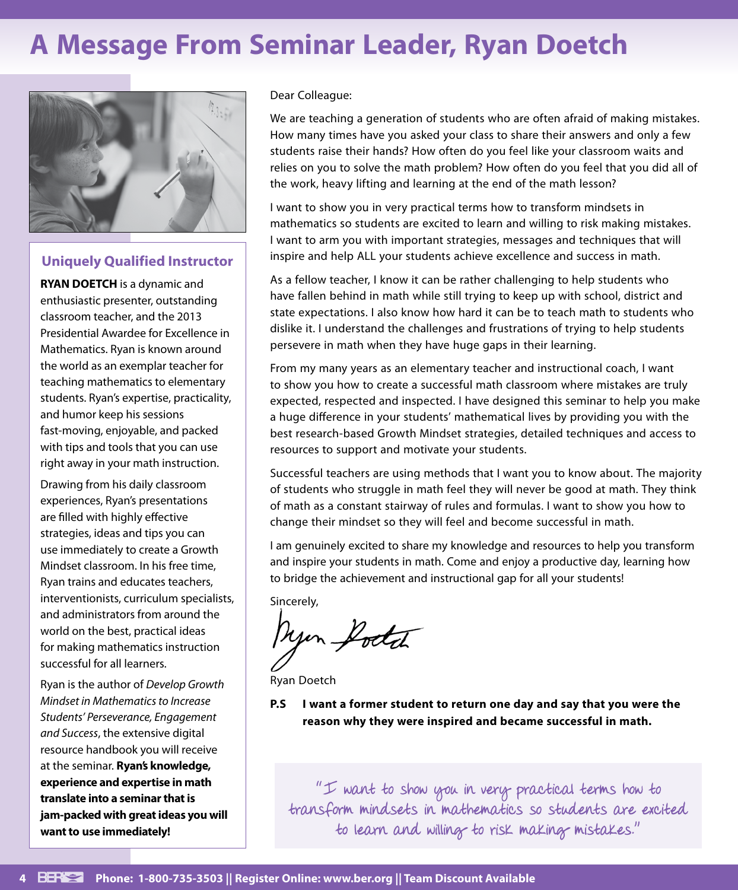# A Message From Seminar Leader, Ryan Doetch

### Uniquely Qualified Instructor

**RYAN DOETCH** is a dynamic and enthusiastic presenter, outstanding classroom teacher, and the 2013 Presidential Awardee for Excellence in Mathematics. Ryan is known around the world as an exemplar teacher for teaching mathematics to elementary students. Ryan's expertise, practicality, and humor keep his sessions fast-moving, enjoyable, and packed with tips and tools that you can use right away in your math instruction.

Drawing from his daily classroom experiences, Ryan's presentations are filled with highly effective strategies, ideas and tips you can use immediately to create a Growth Mindset classroom. In his free time, Ryan trains and educates teachers, interventionists, curriculum specialists, and administrators from around the world on the best, practical ideas for making mathematics instruction successful for all learners.

Ryan is the author of *Develop Growth Mindset in Mathematics to Increase Students' Perseverance, Engagement and Success*, the extensive digital resource handbook you will receive at the seminar. **Ryan's knowledge, experience and expertise in math translate into a seminar that is jam-packed with great ideas you will want to use immediately!**

Dear Colleague:

We are teaching a generation of students who are often afraid of making mistakes. How many times have you asked your class to share their answers and only a few students raise their hands? How often do you feel like your classroom waits and relies on you to solve the math problem? How often do you feel that you did all of the work, heavy lifting and learning at the end of the math lesson?

I want to show you in very practical terms how to transform mindsets in mathematics so students are excited to learn and willing to risk making mistakes. I want to arm you with important strategies, messages and techniques that will inspire and help ALL your students achieve excellence and success in math.

As a fellow teacher, I know it can be rather challenging to help students who have fallen behind in math while still trying to keep up with school, district and state expectations. I also know how hard it can be to teach math to students who dislike it. I understand the challenges and frustrations of trying to help students persevere in math when they have huge gaps in their learning.

From my many years as an elementary teacher and instructional coach, I want to show you how to create a successful math classroom where mistakes are truly expected, respected and inspected. I have designed this seminar to help you make a huge difference in your students' mathematical lives by providing you with the best research-based Growth Mindset strategies, detailed techniques and access to resources to support and motivate your students.

Successful teachers are using methods that I want you to know about. The majority of students who struggle in math feel they will never be good at math. They think of math as a constant stairway of rules and formulas. I want to show you how to change their mindset so they will feel and become successful in math.

I am genuinely excited to share my knowledge and resources to help you transform and inspire your students in math. Come and enjoy a productive day, learning how to bridge the achievement and instructional gap for all your students!

Sincerely,

Ryan Doetch

**P.S I want a former student to return one day and say that you were the reason why they were inspired and became successful in math.**

"I want to show you in very practical terms how to transform mindsets in mathematics so students are excited to learn and willing to risk making mistakes."

**Phone: 1-800-735-3503 || Register Online: www.ber.org || Team Discount Available**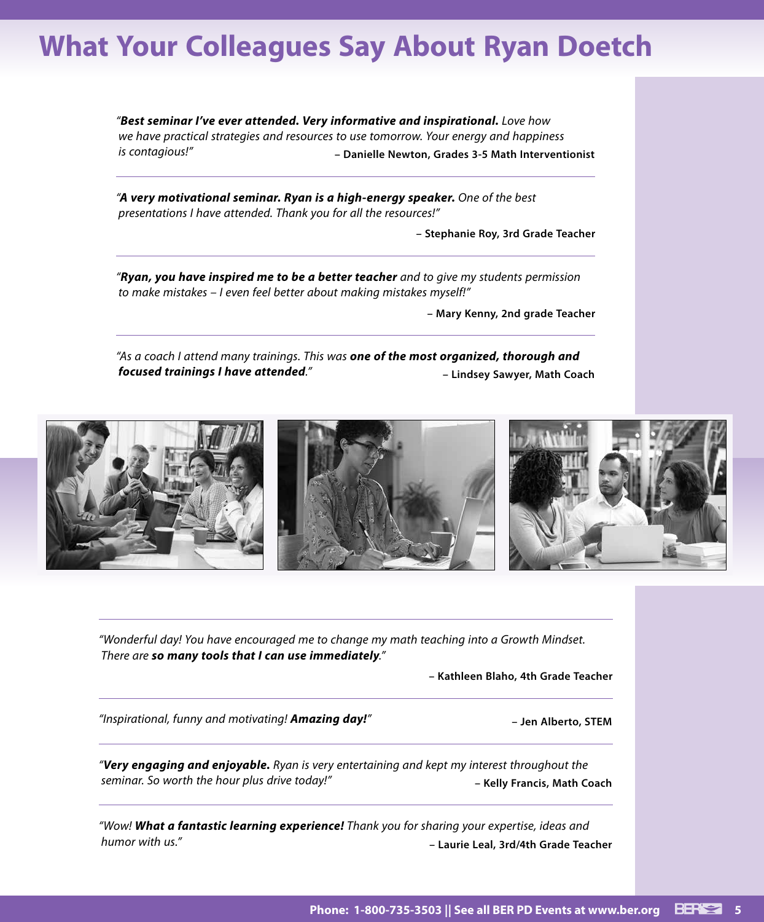# What Your Colleagues Say About Ryan Doetch

*"**Best seminar I've ever attended. Very informative and inspirational.** Love how we have practical strategies and resources to use tomorrow. Your energy and happiness is contagious!"*

**– Danielle Newton, Grades 3-5 Math Interventionist**

---

*"**A very motivational seminar. Ryan is a high-energy speaker.** One of the best presentations I have attended. Thank you for all the resources!"*

**– Stephanie Roy, 3rd Grade Teacher**

---

*"**Ryan, you have inspired me to be a better teacher** and to give my students permission to make mistakes – I even feel better about making mistakes myself!"*

**– Mary Kenny, 2nd grade Teacher**

---

*"As a coach I attend many trainings. This was **one of the most organized, thorough and focused trainings I have attended**."*

**– Lindsey Sawyer, Math Coach**

---

*"Wonderful day! You have encouraged me to change my math teaching into a Growth Mindset. There are **so many tools that I can use immediately**."*

**– Kathleen Blaho, 4th Grade Teacher**

---

*"Inspirational, funny and motivating! **Amazing day!**"*

**– Jen Alberto, STEM**

---

*"**Very engaging and enjoyable.** Ryan is very entertaining and kept my interest throughout the seminar. So worth the hour plus drive today!"*

**– Kelly Francis, Math Coach**

---

*"Wow! **What a fantastic learning experience!** Thank you for sharing your expertise, ideas and humor with us."*

**– Laurie Leal, 3rd/4th Grade Teacher**

**Phone: 1-800-735-3503 || See all BER PD Events at www.ber.org**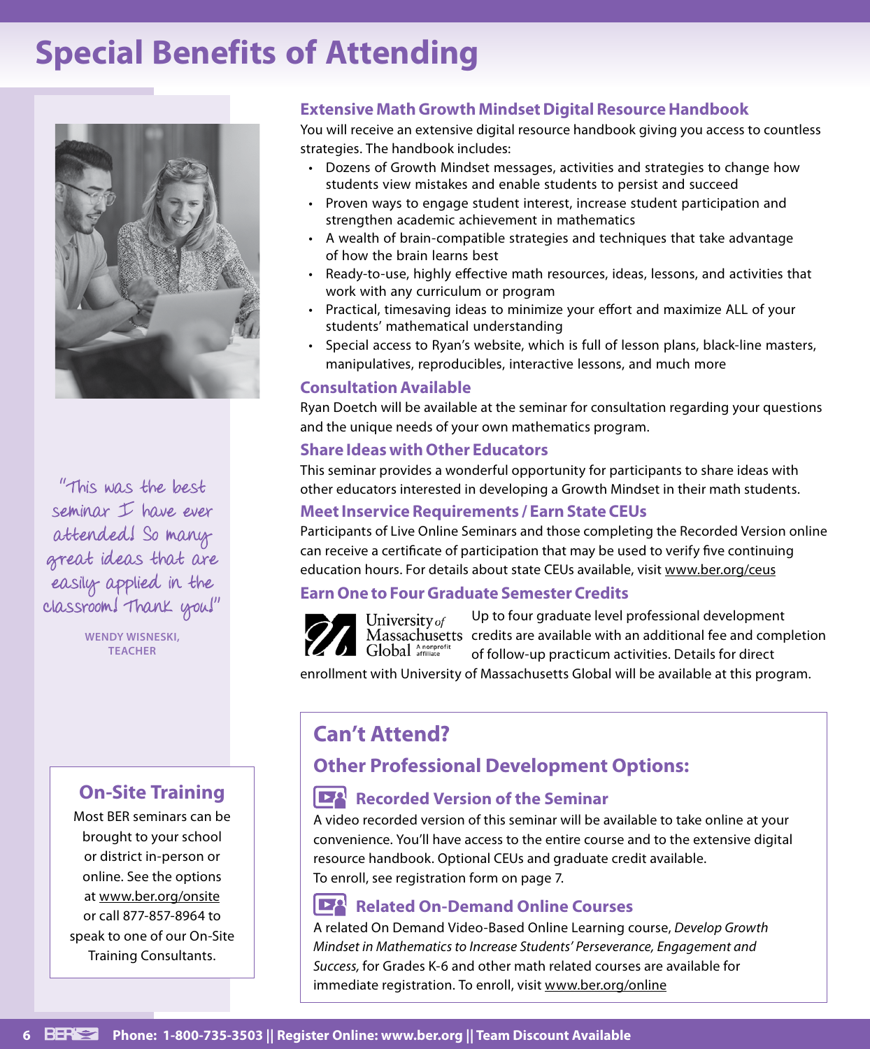# Special Benefits of Attending

"This was the best seminar I have ever attended! So many great ideas that are easily applied in the classroom! Thank you!"

**WENDY WISNESKI, TEACHER**

## Extensive Math Growth Mindset Digital Resource Handbook

You will receive an extensive digital resource handbook giving you access to countless strategies. The handbook includes:

- Dozens of Growth Mindset messages, activities and strategies to change how students view mistakes and enable students to persist and succeed
- Proven ways to engage student interest, increase student participation and strengthen academic achievement in mathematics
- A wealth of brain-compatible strategies and techniques that take advantage of how the brain learns best
- Ready-to-use, highly effective math resources, ideas, lessons, and activities that work with any curriculum or program
- Practical, timesaving ideas to minimize your effort and maximize ALL of your students' mathematical understanding
- Special access to Ryan's website, which is full of lesson plans, black-line masters, manipulatives, reproducibles, interactive lessons, and much more

## Consultation Available

Ryan Doetch will be available at the seminar for consultation regarding your questions and the unique needs of your own mathematics program.

## Share Ideas with Other Educators

This seminar provides a wonderful opportunity for participants to share ideas with other educators interested in developing a Growth Mindset in their math students.

## Meet Inservice Requirements / Earn State CEUs

Participants of Live Online Seminars and those completing the Recorded Version online can receive a certificate of participation that may be used to verify five continuing education hours. For details about state CEUs available, visit www.ber.org/ceus

## Earn One to Four Graduate Semester Credits

University of Massachusetts Global — A nonprofit affiliate

Up to four graduate level professional development credits are available with an additional fee and completion of follow-up practicum activities. Details for direct enrollment with University of Massachusetts Global will be available at this program.

## Can't Attend?

### Other Professional Development Options:

#### Recorded Version of the Seminar

A video recorded version of this seminar will be available to take online at your convenience. You'll have access to the entire course and to the extensive digital resource handbook. Optional CEUs and graduate credit available.
To enroll, see registration form on page 7.

#### Related On-Demand Online Courses

A related On Demand Video-Based Online Learning course, *Develop Growth Mindset in Mathematics to Increase Students' Perseverance, Engagement and Success,* for Grades K-6 and other math related courses are available for immediate registration. To enroll, visit www.ber.org/online

## On-Site Training

Most BER seminars can be brought to your school or district in-person or online. See the options at www.ber.org/onsite or call 877-857-8964 to speak to one of our On-Site Training Consultants.

**Phone: 1-800-735-3503 || Register Online: www.ber.org || Team Discount Available**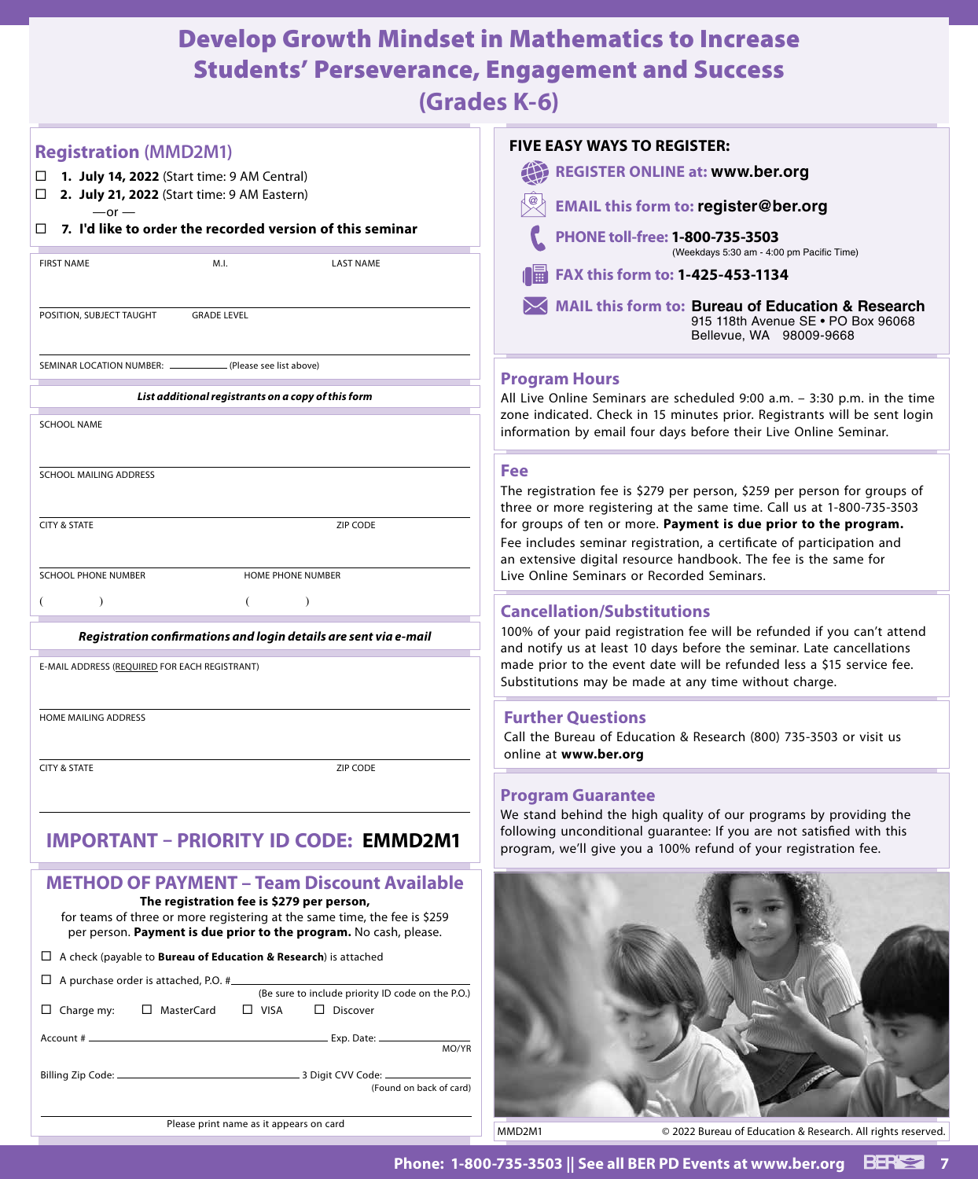# Develop Growth Mindset in Mathematics to Increase Students' Perseverance, Engagement and Success (Grades K-6)

## Registration (MMD2M1)

☐ **1. July 14, 2022** (Start time: 9 AM Central)

☐ **2. July 21, 2022** (Start time: 9 AM Eastern)

—or —

☐ **7. I'd like to order the recorded version of this seminar**

FIRST NAME M.I. LAST NAME

POSITION, SUBJECT TAUGHT GRADE LEVEL

SEMINAR LOCATION NUMBER: ________ (Please see list above)

***List additional registrants on a copy of this form***

SCHOOL NAME

SCHOOL MAILING ADDRESS

CITY & STATE ZIP CODE

SCHOOL PHONE NUMBER HOME PHONE NUMBER

( ) ( )

***Registration confirmations and login details are sent via e-mail***

E-MAIL ADDRESS (REQUIRED FOR EACH REGISTRANT)

HOME MAILING ADDRESS

CITY & STATE ZIP CODE

## IMPORTANT – PRIORITY ID CODE: EMMD2M1

## METHOD OF PAYMENT – Team Discount Available

**The registration fee is $279 per person,**
for teams of three or more registering at the same time, the fee is $259 per person. **Payment is due prior to the program.** No cash, please.

☐ A check (payable to **Bureau of Education & Research**) is attached

☐ A purchase order is attached, P.O. # ________ (Be sure to include priority ID code on the P.O.)

☐ Charge my: ☐ MasterCard ☐ VISA ☐ Discover

Account # ________ Exp. Date: ________ MO/YR

Billing Zip Code: ________ 3 Digit CVV Code: ________ (Found on back of card)

Please print name as it appears on card

## FIVE EASY WAYS TO REGISTER:

**REGISTER ONLINE at: www.ber.org**

**EMAIL this form to: register@ber.org**

**PHONE toll-free: 1-800-735-3503** (Weekdays 5:30 am - 4:00 pm Pacific Time)

**FAX this form to: 1-425-453-1134**

**MAIL this form to: Bureau of Education & Research**
915 118th Avenue SE • PO Box 96068
Bellevue, WA 98009-9668

## Program Hours

All Live Online Seminars are scheduled 9:00 a.m. – 3:30 p.m. in the time zone indicated. Check in 15 minutes prior. Registrants will be sent login information by email four days before their Live Online Seminar.

## Fee

The registration fee is $279 per person, $259 per person for groups of three or more registering at the same time. Call us at 1-800-735-3503 for groups of ten or more. **Payment is due prior to the program.**
Fee includes seminar registration, a certificate of participation and an extensive digital resource handbook. The fee is the same for Live Online Seminars or Recorded Seminars.

## Cancellation/Substitutions

100% of your paid registration fee will be refunded if you can't attend and notify us at least 10 days before the seminar. Late cancellations made prior to the event date will be refunded less a $15 service fee. Substitutions may be made at any time without charge.

## Further Questions

Call the Bureau of Education & Research (800) 735-3503 or visit us online at **www.ber.org**

## Program Guarantee

We stand behind the high quality of our programs by providing the following unconditional guarantee: If you are not satisfied with this program, we'll give you a 100% refund of your registration fee.

MMD2M1 © 2022 Bureau of Education & Research. All rights reserved.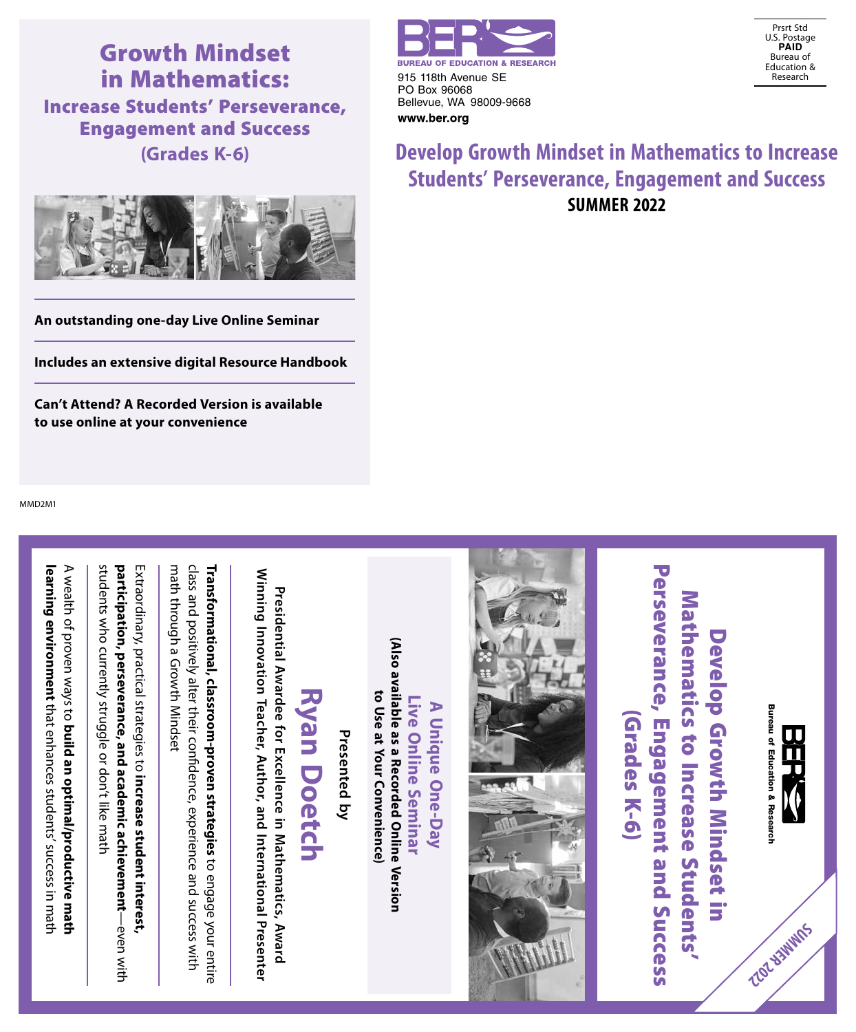# Growth Mindset in Mathematics:

## Increase Students' Perseverance, Engagement and Success

### (Grades K-6)

**An outstanding one-day Live Online Seminar**

**Includes an extensive digital Resource Handbook**

**Can't Attend? A Recorded Version is available to use online at your convenience**

MMD2M1

BER
BUREAU OF EDUCATION & RESEARCH
915 118th Avenue SE
PO Box 96068
Bellevue, WA 98009-9668
**www.ber.org**

Prsrt Std
U.S. Postage
**PAID**
Bureau of Education & Research

## Develop Growth Mindset in Mathematics to Increase Students' Perseverance, Engagement and Success

**SUMMER 2022**

Bureau of Education & Research

# Develop Growth Mindset in Mathematics to Increase Students' Perseverance, Engagement and Success (Grades K-6)

SUMMER 2022

**A Unique One-Day Live Online Seminar**

**(Also available as a Recorded Online Version to Use at Your Convenience)**

Presented by

## Ryan Doetch

**Presidential Awardee for Excellence in Mathematics, Award Winning Innovation Teacher, Author, and International Presenter**

**Transformational, classroom-proven strategies** to engage your entire class and positively alter their confidence, experience and success with math through a Growth Mindset

Extraordinary, practical strategies to **increase student interest, participation, perseverance, and academic achievement**—even with students who currently struggle or don't like math

A wealth of proven ways to **build an optimal/productive math learning environment** that enhances students' success in math